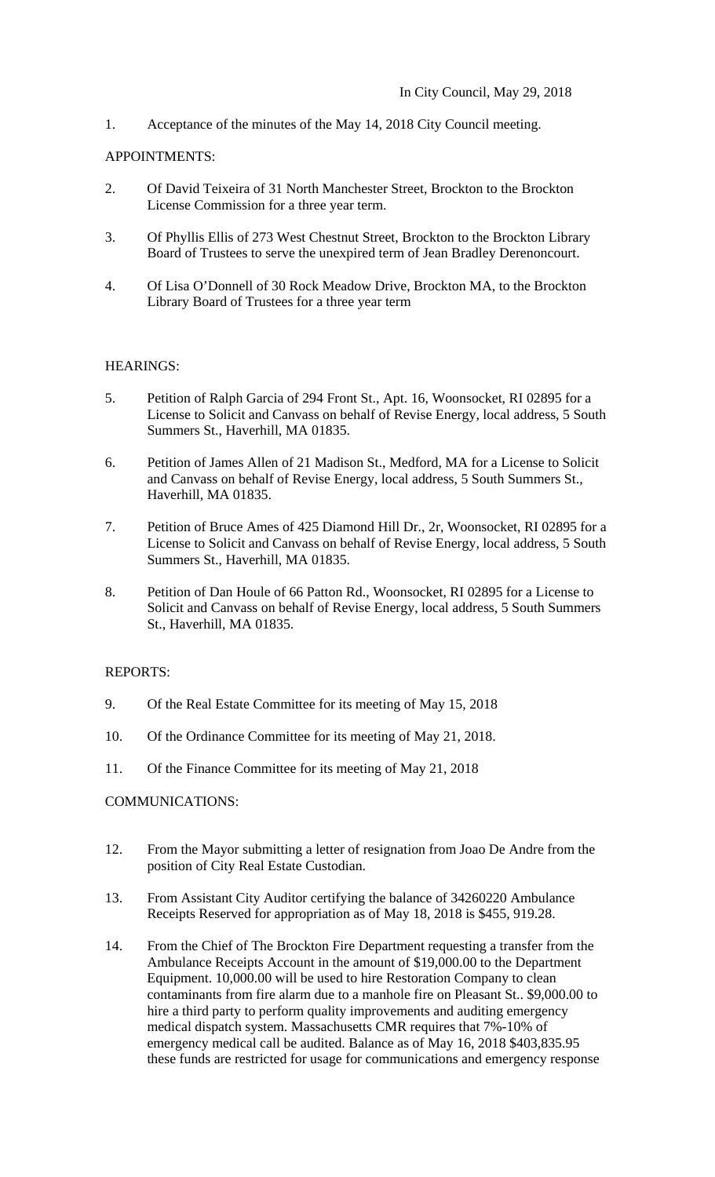In City Council, May 29, 2018

1. Acceptance of the minutes of the May 14, 2018 City Council meeting.

APPOINTMENTS:

2. Of David Teixeira of 31 North Manchester Street, Brockton to the Brockton License Commission for a three year term.

3. Of Phyllis Ellis of 273 West Chestnut Street, Brockton to the Brockton Library Board of Trustees to serve the unexpired term of Jean Bradley Derenoncourt.

4. Of Lisa O'Donnell of 30 Rock Meadow Drive, Brockton MA, to the Brockton Library Board of Trustees for a three year term

HEARINGS:

5. Petition of Ralph Garcia of 294 Front St., Apt. 16, Woonsocket, RI 02895 for a License to Solicit and Canvass on behalf of Revise Energy, local address, 5 South Summers St., Haverhill, MA 01835.

6. Petition of James Allen of 21 Madison St., Medford, MA for a License to Solicit and Canvass on behalf of Revise Energy, local address, 5 South Summers St., Haverhill, MA 01835.

7. Petition of Bruce Ames of 425 Diamond Hill Dr., 2r, Woonsocket, RI 02895 for a License to Solicit and Canvass on behalf of Revise Energy, local address, 5 South Summers St., Haverhill, MA 01835.

8. Petition of Dan Houle of 66 Patton Rd., Woonsocket, RI 02895 for a License to Solicit and Canvass on behalf of Revise Energy, local address, 5 South Summers St., Haverhill, MA 01835.

REPORTS:

9. Of the Real Estate Committee for its meeting of May 15, 2018

10. Of the Ordinance Committee for its meeting of May 21, 2018.

11. Of the Finance Committee for its meeting of May 21, 2018

COMMUNICATIONS:

12. From the Mayor submitting a letter of resignation from Joao De Andre from the position of City Real Estate Custodian.

13. From Assistant City Auditor certifying the balance of 34260220 Ambulance Receipts Reserved for appropriation as of May 18, 2018 is $455, 919.28.

14. From the Chief of The Brockton Fire Department requesting a transfer from the Ambulance Receipts Account in the amount of $19,000.00 to the Department Equipment. 10,000.00 will be used to hire Restoration Company to clean contaminants from fire alarm due to a manhole fire on Pleasant St.. $9,000.00 to hire a third party to perform quality improvements and auditing emergency medical dispatch system. Massachusetts CMR requires that 7%-10% of emergency medical call be audited. Balance as of May 16, 2018 $403,835.95 these funds are restricted for usage for communications and emergency response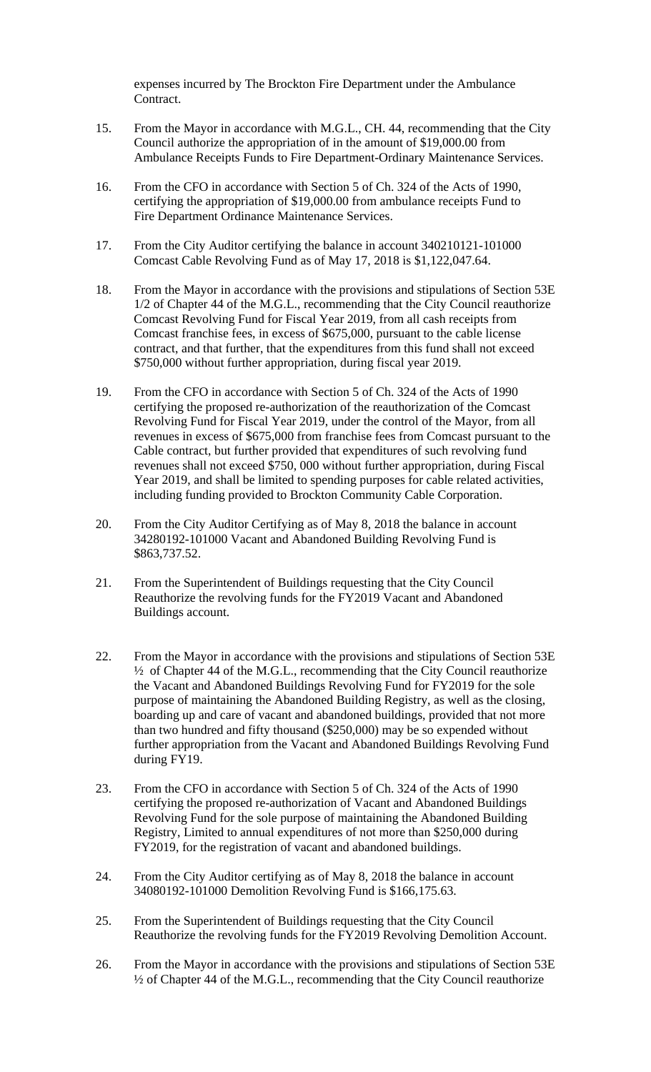expenses incurred by The Brockton Fire Department under the Ambulance Contract.

15. From the Mayor in accordance with M.G.L., CH. 44, recommending that the City Council authorize the appropriation of in the amount of $19,000.00 from Ambulance Receipts Funds to Fire Department-Ordinary Maintenance Services.

16. From the CFO in accordance with Section 5 of Ch. 324 of the Acts of 1990, certifying the appropriation of $19,000.00 from ambulance receipts Fund to Fire Department Ordinance Maintenance Services.

17. From the City Auditor certifying the balance in account 340210121-101000 Comcast Cable Revolving Fund as of May 17, 2018 is $1,122,047.64.

18. From the Mayor in accordance with the provisions and stipulations of Section 53E 1/2 of Chapter 44 of the M.G.L., recommending that the City Council reauthorize Comcast Revolving Fund for Fiscal Year 2019, from all cash receipts from Comcast franchise fees, in excess of $675,000, pursuant to the cable license contract, and that further, that the expenditures from this fund shall not exceed $750,000 without further appropriation, during fiscal year 2019.

19. From the CFO in accordance with Section 5 of Ch. 324 of the Acts of 1990 certifying the proposed re-authorization of the reauthorization of the Comcast Revolving Fund for Fiscal Year 2019, under the control of the Mayor, from all revenues in excess of $675,000 from franchise fees from Comcast pursuant to the Cable contract, but further provided that expenditures of such revolving fund revenues shall not exceed $750, 000 without further appropriation, during Fiscal Year 2019, and shall be limited to spending purposes for cable related activities, including funding provided to Brockton Community Cable Corporation.

20. From the City Auditor Certifying as of May 8, 2018 the balance in account 34280192-101000 Vacant and Abandoned Building Revolving Fund is $863,737.52.

21. From the Superintendent of Buildings requesting that the City Council Reauthorize the revolving funds for the FY2019 Vacant and Abandoned Buildings account.

22. From the Mayor in accordance with the provisions and stipulations of Section 53E ½ of Chapter 44 of the M.G.L., recommending that the City Council reauthorize the Vacant and Abandoned Buildings Revolving Fund for FY2019 for the sole purpose of maintaining the Abandoned Building Registry, as well as the closing, boarding up and care of vacant and abandoned buildings, provided that not more than two hundred and fifty thousand ($250,000) may be so expended without further appropriation from the Vacant and Abandoned Buildings Revolving Fund during FY19.

23. From the CFO in accordance with Section 5 of Ch. 324 of the Acts of 1990 certifying the proposed re-authorization of Vacant and Abandoned Buildings Revolving Fund for the sole purpose of maintaining the Abandoned Building Registry, Limited to annual expenditures of not more than $250,000 during FY2019, for the registration of vacant and abandoned buildings.

24. From the City Auditor certifying as of May 8, 2018 the balance in account 34080192-101000 Demolition Revolving Fund is $166,175.63.

25. From the Superintendent of Buildings requesting that the City Council Reauthorize the revolving funds for the FY2019 Revolving Demolition Account.

26. From the Mayor in accordance with the provisions and stipulations of Section 53E ½ of Chapter 44 of the M.G.L., recommending that the City Council reauthorize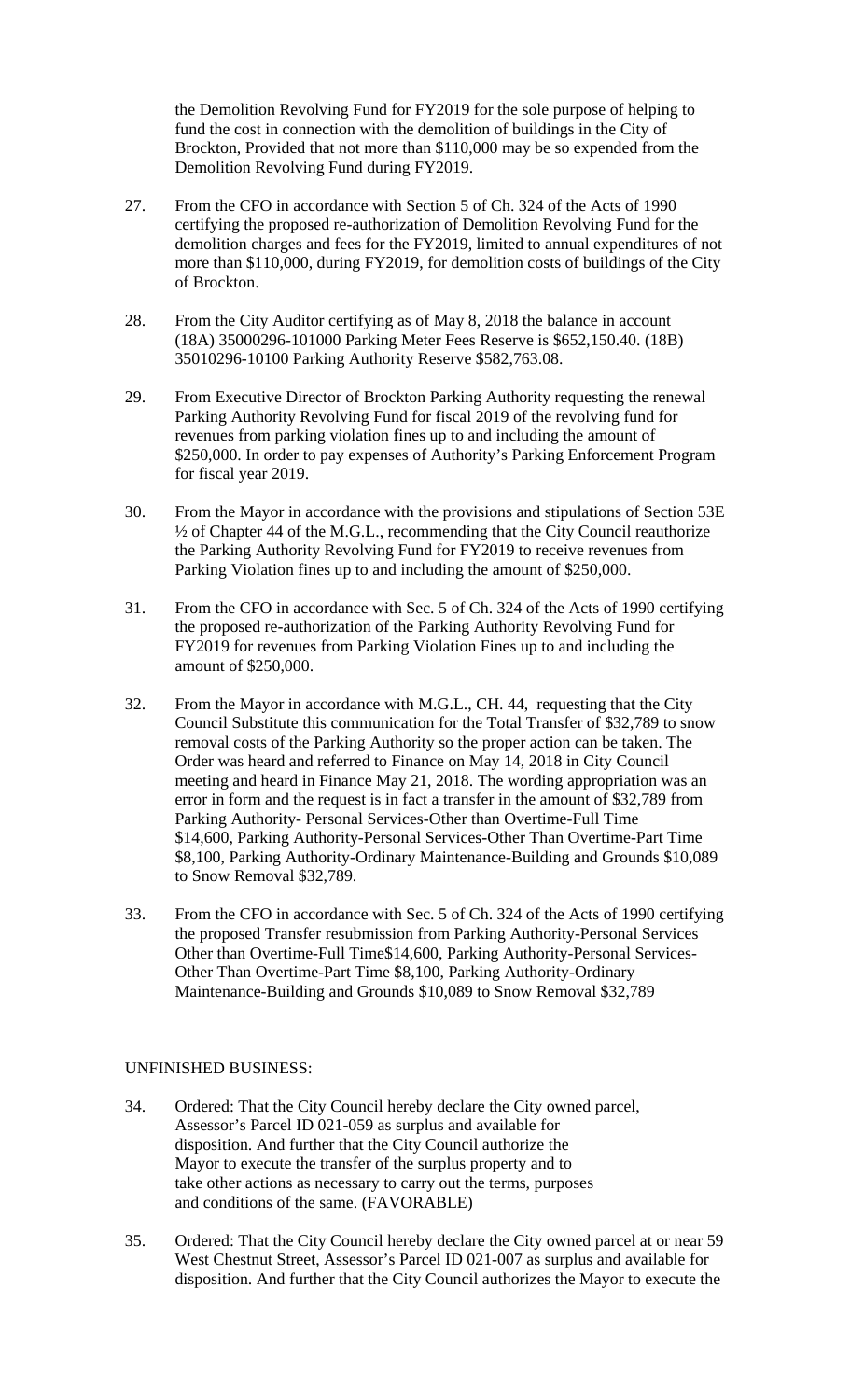the Demolition Revolving Fund for FY2019 for the sole purpose of helping to fund the cost in connection with the demolition of buildings in the City of Brockton, Provided that not more than $110,000 may be so expended from the Demolition Revolving Fund during FY2019.

27. From the CFO in accordance with Section 5 of Ch. 324 of the Acts of 1990 certifying the proposed re-authorization of Demolition Revolving Fund for the demolition charges and fees for the FY2019, limited to annual expenditures of not more than $110,000, during FY2019, for demolition costs of buildings of the City of Brockton.

28. From the City Auditor certifying as of May 8, 2018 the balance in account (18A) 35000296-101000 Parking Meter Fees Reserve is $652,150.40. (18B) 35010296-10100 Parking Authority Reserve $582,763.08.

29. From Executive Director of Brockton Parking Authority requesting the renewal Parking Authority Revolving Fund for fiscal 2019 of the revolving fund for revenues from parking violation fines up to and including the amount of $250,000. In order to pay expenses of Authority's Parking Enforcement Program for fiscal year 2019.

30. From the Mayor in accordance with the provisions and stipulations of Section 53E ½ of Chapter 44 of the M.G.L., recommending that the City Council reauthorize the Parking Authority Revolving Fund for FY2019 to receive revenues from Parking Violation fines up to and including the amount of $250,000.

31. From the CFO in accordance with Sec. 5 of Ch. 324 of the Acts of 1990 certifying the proposed re-authorization of the Parking Authority Revolving Fund for FY2019 for revenues from Parking Violation Fines up to and including the amount of $250,000.

32. From the Mayor in accordance with M.G.L., CH. 44, requesting that the City Council Substitute this communication for the Total Transfer of $32,789 to snow removal costs of the Parking Authority so the proper action can be taken. The Order was heard and referred to Finance on May 14, 2018 in City Council meeting and heard in Finance May 21, 2018. The wording appropriation was an error in form and the request is in fact a transfer in the amount of $32,789 from Parking Authority- Personal Services-Other than Overtime-Full Time $14,600, Parking Authority-Personal Services-Other Than Overtime-Part Time $8,100, Parking Authority-Ordinary Maintenance-Building and Grounds $10,089 to Snow Removal $32,789.

33. From the CFO in accordance with Sec. 5 of Ch. 324 of the Acts of 1990 certifying the proposed Transfer resubmission from Parking Authority-Personal Services Other than Overtime-Full Time$14,600, Parking Authority-Personal Services-Other Than Overtime-Part Time $8,100, Parking Authority-Ordinary Maintenance-Building and Grounds $10,089 to Snow Removal $32,789

UNFINISHED BUSINESS:

34. Ordered: That the City Council hereby declare the City owned parcel, Assessor's Parcel ID 021-059 as surplus and available for disposition. And further that the City Council authorize the Mayor to execute the transfer of the surplus property and to take other actions as necessary to carry out the terms, purposes and conditions of the same. (FAVORABLE)

35. Ordered: That the City Council hereby declare the City owned parcel at or near 59 West Chestnut Street, Assessor's Parcel ID 021-007 as surplus and available for disposition. And further that the City Council authorizes the Mayor to execute the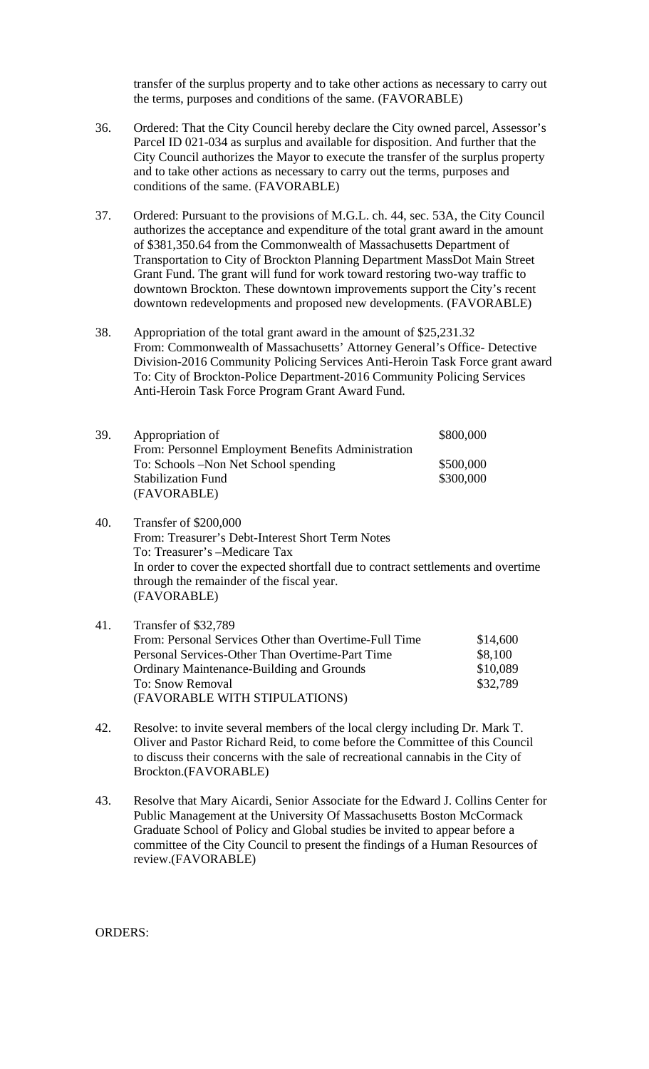transfer of the surplus property and to take other actions as necessary to carry out the terms, purposes and conditions of the same. (FAVORABLE)

36. Ordered: That the City Council hereby declare the City owned parcel, Assessor's Parcel ID 021-034 as surplus and available for disposition. And further that the City Council authorizes the Mayor to execute the transfer of the surplus property and to take other actions as necessary to carry out the terms, purposes and conditions of the same. (FAVORABLE)

37. Ordered: Pursuant to the provisions of M.G.L. ch. 44, sec. 53A, the City Council authorizes the acceptance and expenditure of the total grant award in the amount of $381,350.64 from the Commonwealth of Massachusetts Department of Transportation to City of Brockton Planning Department MassDot Main Street Grant Fund. The grant will fund for work toward restoring two-way traffic to downtown Brockton. These downtown improvements support the City's recent downtown redevelopments and proposed new developments. (FAVORABLE)

38. Appropriation of the total grant award in the amount of $25,231.32
From: Commonwealth of Massachusetts' Attorney General's Office- Detective Division-2016 Community Policing Services Anti-Heroin Task Force grant award
To: City of Brockton-Police Department-2016 Community Policing Services Anti-Heroin Task Force Program Grant Award Fund.

39. Appropriation of $800,000
From: Personnel Employment Benefits Administration
To: Schools –Non Net School spending $500,000
Stabilization Fund $300,000
(FAVORABLE)

40. Transfer of $200,000
From: Treasurer's Debt-Interest Short Term Notes
To: Treasurer's –Medicare Tax
In order to cover the expected shortfall due to contract settlements and overtime through the remainder of the fiscal year.
(FAVORABLE)

41. Transfer of $32,789
From: Personal Services Other than Overtime-Full Time $14,600
Personal Services-Other Than Overtime-Part Time $8,100
Ordinary Maintenance-Building and Grounds $10,089
To: Snow Removal $32,789
(FAVORABLE WITH STIPULATIONS)

42. Resolve: to invite several members of the local clergy including Dr. Mark T. Oliver and Pastor Richard Reid, to come before the Committee of this Council to discuss their concerns with the sale of recreational cannabis in the City of Brockton.(FAVORABLE)

43. Resolve that Mary Aicardi, Senior Associate for the Edward J. Collins Center for Public Management at the University Of Massachusetts Boston McCormack Graduate School of Policy and Global studies be invited to appear before a committee of the City Council to present the findings of a Human Resources of review.(FAVORABLE)

ORDERS: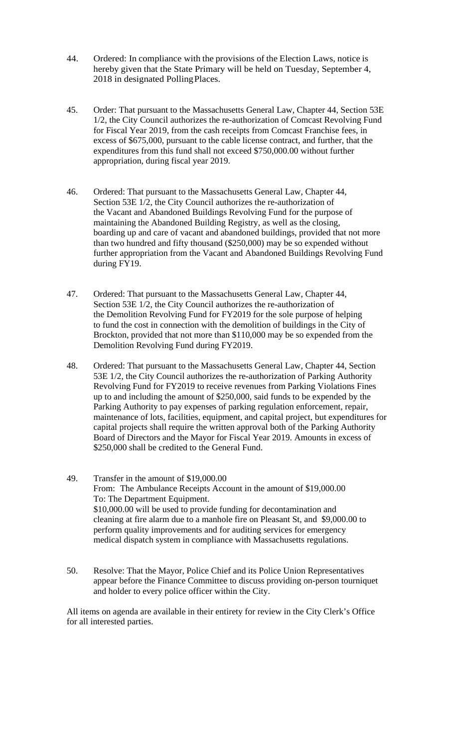44. Ordered: In compliance with the provisions of the Election Laws, notice is hereby given that the State Primary will be held on Tuesday, September 4, 2018 in designated Polling Places.

45. Order: That pursuant to the Massachusetts General Law, Chapter 44, Section 53E 1/2, the City Council authorizes the re-authorization of Comcast Revolving Fund for Fiscal Year 2019, from the cash receipts from Comcast Franchise fees, in excess of $675,000, pursuant to the cable license contract, and further, that the expenditures from this fund shall not exceed $750,000.00 without further appropriation, during fiscal year 2019.

46. Ordered: That pursuant to the Massachusetts General Law, Chapter 44, Section 53E 1/2, the City Council authorizes the re-authorization of the Vacant and Abandoned Buildings Revolving Fund for the purpose of maintaining the Abandoned Building Registry, as well as the closing, boarding up and care of vacant and abandoned buildings, provided that not more than two hundred and fifty thousand ($250,000) may be so expended without further appropriation from the Vacant and Abandoned Buildings Revolving Fund during FY19.

47. Ordered: That pursuant to the Massachusetts General Law, Chapter 44, Section 53E 1/2, the City Council authorizes the re-authorization of the Demolition Revolving Fund for FY2019 for the sole purpose of helping to fund the cost in connection with the demolition of buildings in the City of Brockton, provided that not more than $110,000 may be so expended from the Demolition Revolving Fund during FY2019.

48. Ordered: That pursuant to the Massachusetts General Law, Chapter 44, Section 53E 1/2, the City Council authorizes the re-authorization of Parking Authority Revolving Fund for FY2019 to receive revenues from Parking Violations Fines up to and including the amount of $250,000, said funds to be expended by the Parking Authority to pay expenses of parking regulation enforcement, repair, maintenance of lots, facilities, equipment, and capital project, but expenditures for capital projects shall require the written approval both of the Parking Authority Board of Directors and the Mayor for Fiscal Year 2019. Amounts in excess of $250,000 shall be credited to the General Fund.

49. Transfer in the amount of $19,000.00
From: The Ambulance Receipts Account in the amount of $19,000.00
To: The Department Equipment.
$10,000.00 will be used to provide funding for decontamination and cleaning at fire alarm due to a manhole fire on Pleasant St, and $9,000.00 to perform quality improvements and for auditing services for emergency medical dispatch system in compliance with Massachusetts regulations.

50. Resolve: That the Mayor, Police Chief and its Police Union Representatives appear before the Finance Committee to discuss providing on-person tourniquet and holder to every police officer within the City.

All items on agenda are available in their entirety for review in the City Clerk's Office for all interested parties.